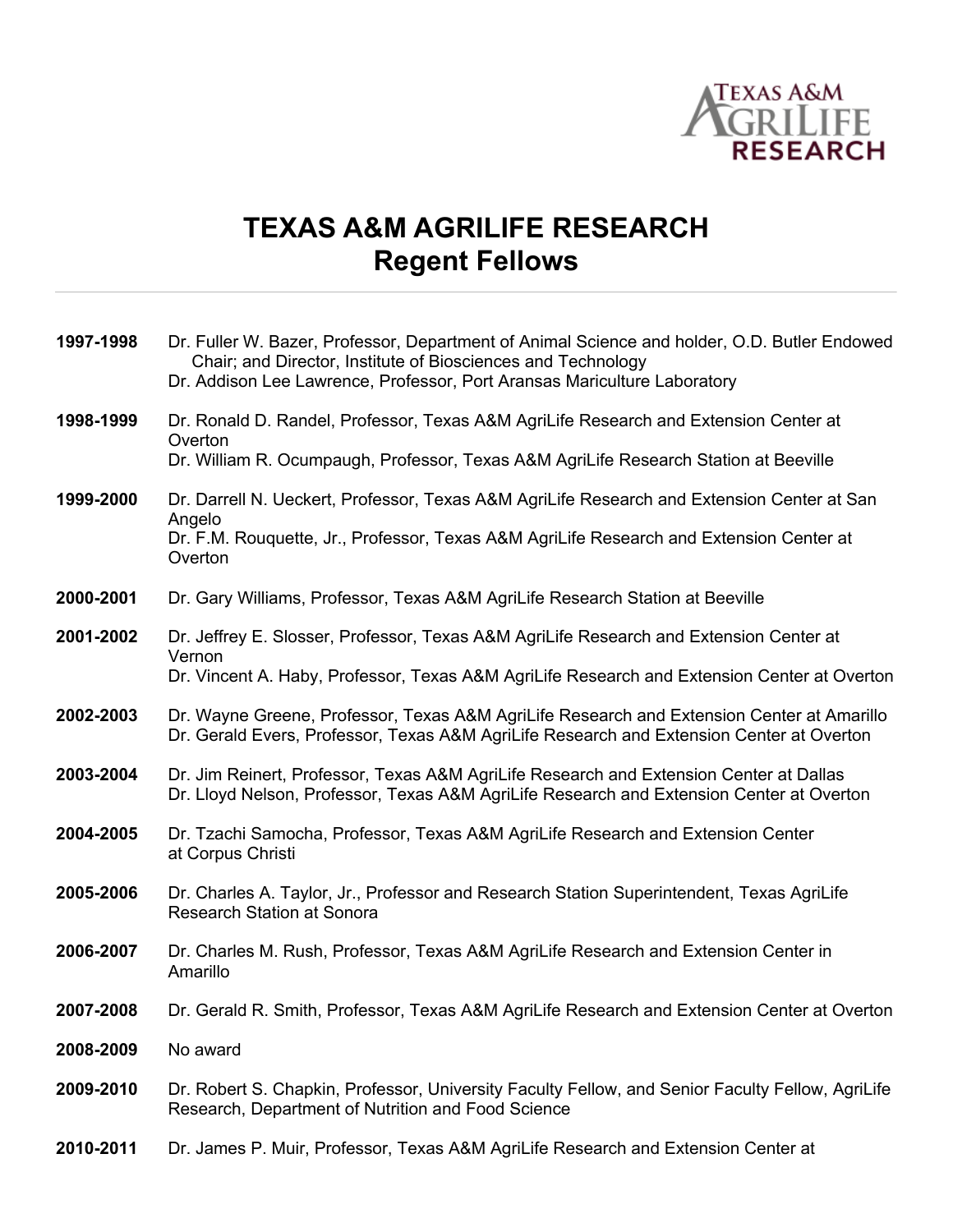# TEXAS A&M AGRILIFE RESEARCH
## Regent Fellows

**1997-1998** Dr. Fuller W. Bazer, Professor, Department of Animal Science and holder, O.D. Butler Endowed Chair; and Director, Institute of Biosciences and Technology
Dr. Addison Lee Lawrence, Professor, Port Aransas Mariculture Laboratory

**1998-1999** Dr. Ronald D. Randel, Professor, Texas A&M AgriLife Research and Extension Center at Overton
Dr. William R. Ocumpaugh, Professor, Texas A&M AgriLife Research Station at Beeville

**1999-2000** Dr. Darrell N. Ueckert, Professor, Texas A&M AgriLife Research and Extension Center at San Angelo
Dr. F.M. Rouquette, Jr., Professor, Texas A&M AgriLife Research and Extension Center at Overton

**2000-2001** Dr. Gary Williams, Professor, Texas A&M AgriLife Research Station at Beeville

**2001-2002** Dr. Jeffrey E. Slosser, Professor, Texas A&M AgriLife Research and Extension Center at Vernon
Dr. Vincent A. Haby, Professor, Texas A&M AgriLife Research and Extension Center at Overton

**2002-2003** Dr. Wayne Greene, Professor, Texas A&M AgriLife Research and Extension Center at Amarillo
Dr. Gerald Evers, Professor, Texas A&M AgriLife Research and Extension Center at Overton

**2003-2004** Dr. Jim Reinert, Professor, Texas A&M AgriLife Research and Extension Center at Dallas
Dr. Lloyd Nelson, Professor, Texas A&M AgriLife Research and Extension Center at Overton

**2004-2005** Dr. Tzachi Samocha, Professor, Texas A&M AgriLife Research and Extension Center at Corpus Christi

**2005-2006** Dr. Charles A. Taylor, Jr., Professor and Research Station Superintendent, Texas AgriLife Research Station at Sonora

**2006-2007** Dr. Charles M. Rush, Professor, Texas A&M AgriLife Research and Extension Center in Amarillo

**2007-2008** Dr. Gerald R. Smith, Professor, Texas A&M AgriLife Research and Extension Center at Overton

**2008-2009** No award

**2009-2010** Dr. Robert S. Chapkin, Professor, University Faculty Fellow, and Senior Faculty Fellow, AgriLife Research, Department of Nutrition and Food Science

**2010-2011** Dr. James P. Muir, Professor, Texas A&M AgriLife Research and Extension Center at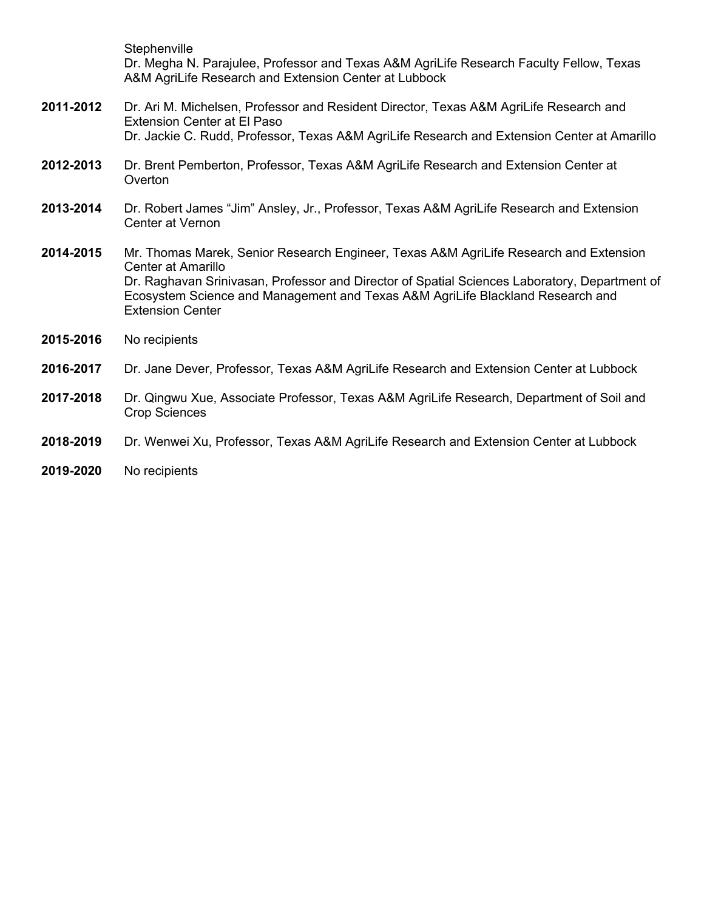Stephenville
Dr. Megha N. Parajulee, Professor and Texas A&M AgriLife Research Faculty Fellow, Texas A&M AgriLife Research and Extension Center at Lubbock

**2011-2012** Dr. Ari M. Michelsen, Professor and Resident Director, Texas A&M AgriLife Research and Extension Center at El Paso
Dr. Jackie C. Rudd, Professor, Texas A&M AgriLife Research and Extension Center at Amarillo

**2012-2013** Dr. Brent Pemberton, Professor, Texas A&M AgriLife Research and Extension Center at Overton

**2013-2014** Dr. Robert James "Jim" Ansley, Jr., Professor, Texas A&M AgriLife Research and Extension Center at Vernon

**2014-2015** Mr. Thomas Marek, Senior Research Engineer, Texas A&M AgriLife Research and Extension Center at Amarillo
Dr. Raghavan Srinivasan, Professor and Director of Spatial Sciences Laboratory, Department of Ecosystem Science and Management and Texas A&M AgriLife Blackland Research and Extension Center

**2015-2016** No recipients

**2016-2017** Dr. Jane Dever, Professor, Texas A&M AgriLife Research and Extension Center at Lubbock

**2017-2018** Dr. Qingwu Xue, Associate Professor, Texas A&M AgriLife Research, Department of Soil and Crop Sciences

**2018-2019** Dr. Wenwei Xu, Professor, Texas A&M AgriLife Research and Extension Center at Lubbock

**2019-2020** No recipients